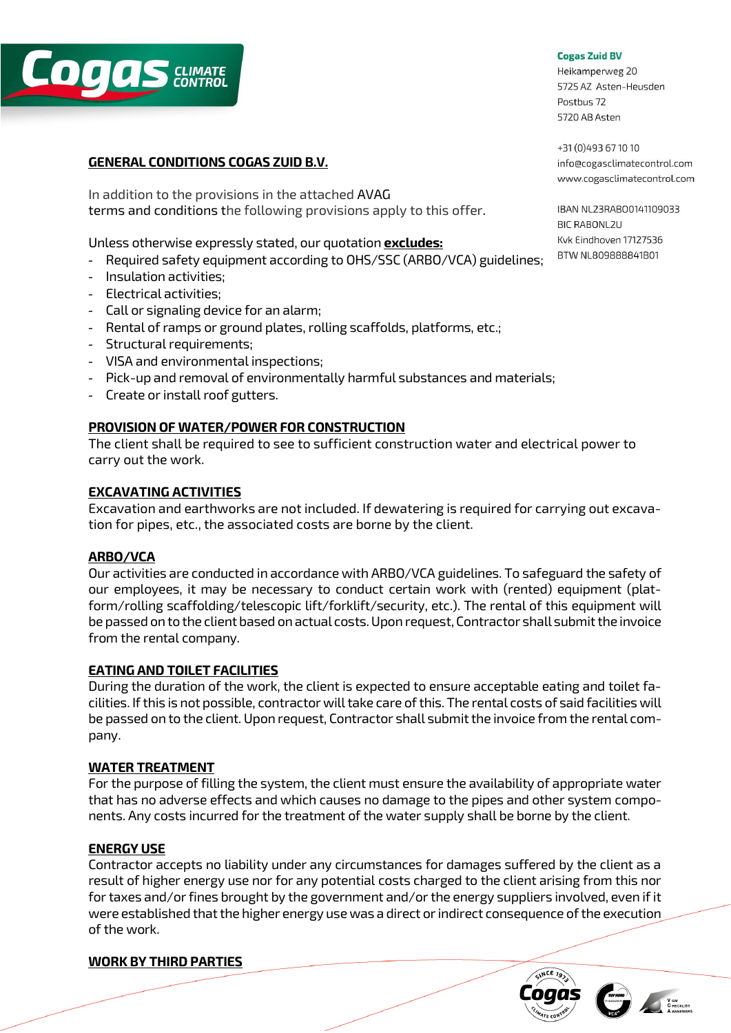Cogas Zuid BV
Heikamperweg 20
5725 AZ Asten-Heusden
Postbus 72
5720 AB Asten

+31 (0)493 67 10 10
info@cogasclimatecontrol.com
www.cogasclimatecontrol.com

IBAN NL23RABO0141109033
BIC RABONL2U
Kvk Eindhoven 17127536
BTW NL809888841B01

## GENERAL CONDITIONS COGAS ZUID B.V.

In addition to the provisions in the attached AVAG terms and conditions the following provisions apply to this offer.

Unless otherwise expressly stated, our quotation **excludes:**

- Required safety equipment according to OHS/SSC (ARBO/VCA) guidelines;
- Insulation activities;
- Electrical activities;
- Call or signaling device for an alarm;
- Rental of ramps or ground plates, rolling scaffolds, platforms, etc.;
- Structural requirements;
- VISA and environmental inspections;
- Pick-up and removal of environmentally harmful substances and materials;
- Create or install roof gutters.

## PROVISION OF WATER/POWER FOR CONSTRUCTION

The client shall be required to see to sufficient construction water and electrical power to carry out the work.

## EXCAVATING ACTIVITIES

Excavation and earthworks are not included. If dewatering is required for carrying out excavation for pipes, etc., the associated costs are borne by the client.

## ARBO/VCA

Our activities are conducted in accordance with ARBO/VCA guidelines. To safeguard the safety of our employees, it may be necessary to conduct certain work with (rented) equipment (platform/rolling scaffolding/telescopic lift/forklift/security, etc.). The rental of this equipment will be passed on to the client based on actual costs. Upon request, Contractor shall submit the invoice from the rental company.

## EATING AND TOILET FACILITIES

During the duration of the work, the client is expected to ensure acceptable eating and toilet facilities. If this is not possible, contractor will take care of this. The rental costs of said facilities will be passed on to the client. Upon request, Contractor shall submit the invoice from the rental company.

## WATER TREATMENT

For the purpose of filling the system, the client must ensure the availability of appropriate water that has no adverse effects and which causes no damage to the pipes and other system components. Any costs incurred for the treatment of the water supply shall be borne by the client.

## ENERGY USE

Contractor accepts no liability under any circumstances for damages suffered by the client as a result of higher energy use nor for any potential costs charged to the client arising from this nor for taxes and/or fines brought by the government and/or the energy suppliers involved, even if it were established that the higher energy use was a direct or indirect consequence of the execution of the work.

## WORK BY THIRD PARTIES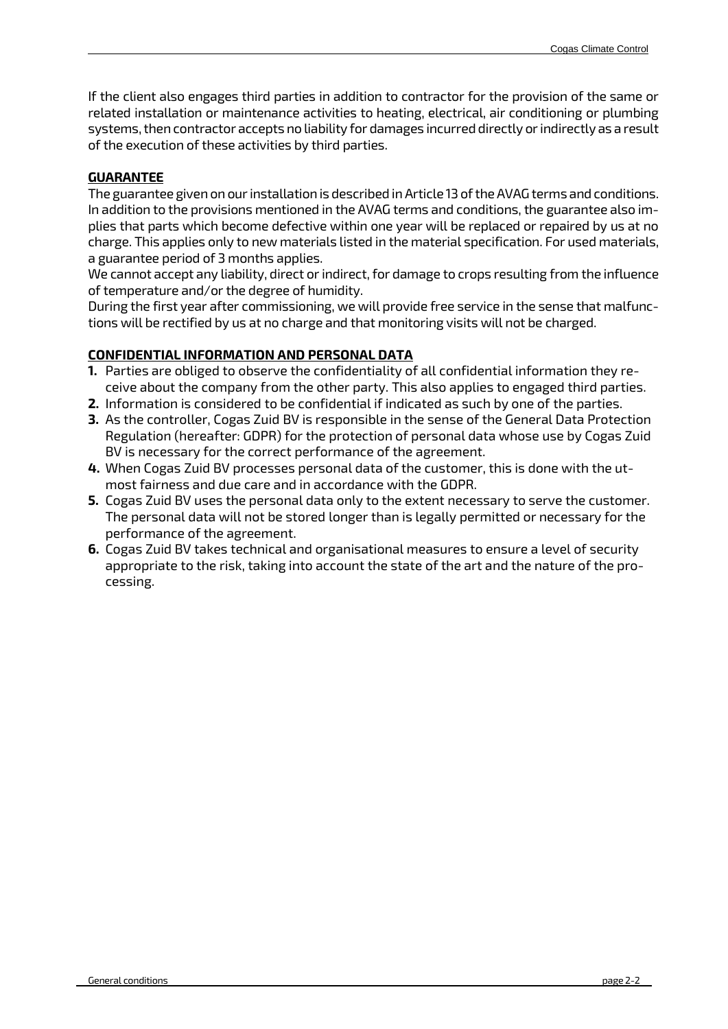If the client also engages third parties in addition to contractor for the provision of the same or related installation or maintenance activities to heating, electrical, air conditioning or plumbing systems, then contractor accepts no liability for damages incurred directly or indirectly as a result of the execution of these activities by third parties.

## GUARANTEE

The guarantee given on our installation is described in Article 13 of the AVAG terms and conditions. In addition to the provisions mentioned in the AVAG terms and conditions, the guarantee also implies that parts which become defective within one year will be replaced or repaired by us at no charge. This applies only to new materials listed in the material specification. For used materials, a guarantee period of 3 months applies.
We cannot accept any liability, direct or indirect, for damage to crops resulting from the influence of temperature and/or the degree of humidity.
During the first year after commissioning, we will provide free service in the sense that malfunctions will be rectified by us at no charge and that monitoring visits will not be charged.

## CONFIDENTIAL INFORMATION AND PERSONAL DATA

1. Parties are obliged to observe the confidentiality of all confidential information they receive about the company from the other party. This also applies to engaged third parties.
2. Information is considered to be confidential if indicated as such by one of the parties.
3. As the controller, Cogas Zuid BV is responsible in the sense of the General Data Protection Regulation (hereafter: GDPR) for the protection of personal data whose use by Cogas Zuid BV is necessary for the correct performance of the agreement.
4. When Cogas Zuid BV processes personal data of the customer, this is done with the utmost fairness and due care and in accordance with the GDPR.
5. Cogas Zuid BV uses the personal data only to the extent necessary to serve the customer. The personal data will not be stored longer than is legally permitted or necessary for the performance of the agreement.
6. Cogas Zuid BV takes technical and organisational measures to ensure a level of security appropriate to the risk, taking into account the state of the art and the nature of the processing.